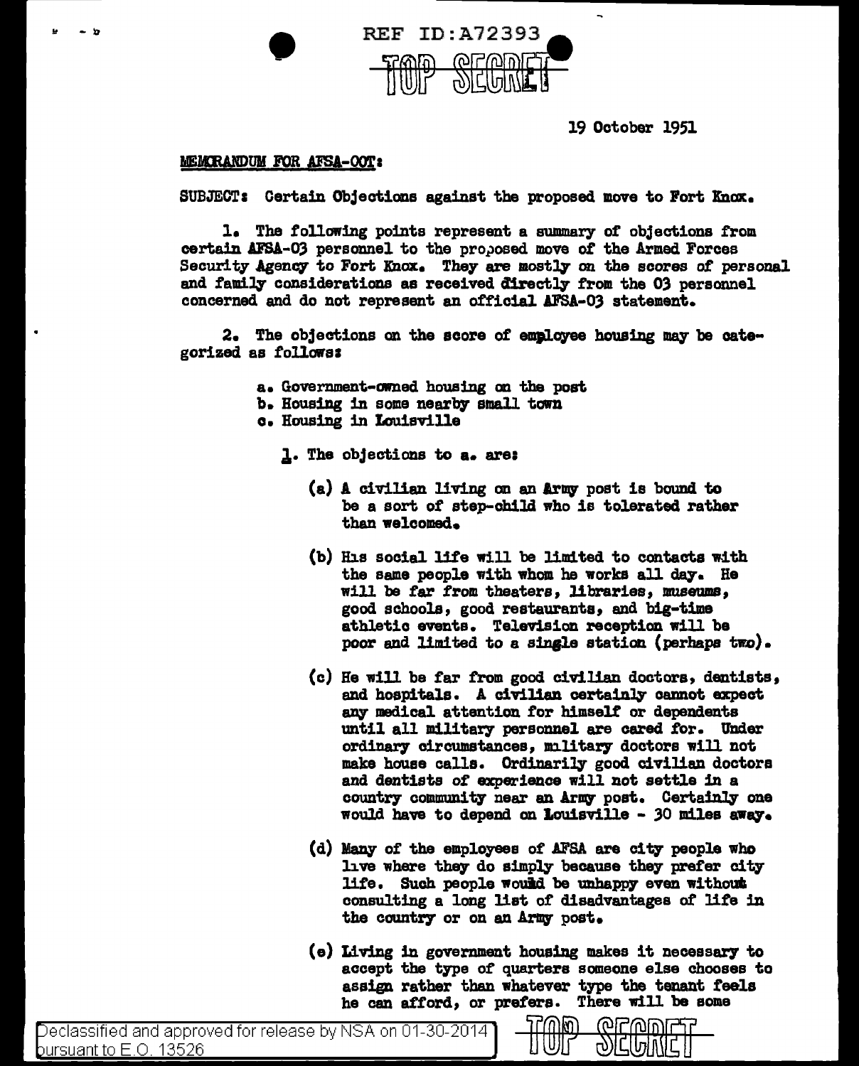REF ID:A72393

TOP SECRET

19 October 1951

MEMORANDUM FOR AFSA-OOT:

SUBJECT: Certain Objections against the proposed move to Fort Knox.

1. The following points represent a summary of objections from certain AFSA-03 personnel to the proposed move of the Armed Forces Security Agency to Fort Knox. They are mostly on the scores of personal and family considerations as received directly from the 03 personnel concerned and do not represent an official AFSA-03 statement.

2. The objections on the score of employee housing may be categorized as follows:

a. Government-owned housing on the post
b. Housing in some nearby small town
c. Housing in Louisville

1. The objections to a. are:

(a) A civilian living on an Army post is bound to be a sort of step-child who is tolerated rather than welcomed.

(b) His social life will be limited to contacts with the same people with whom he works all day. He will be far from theaters, libraries, museums, good schools, good restaurants, and big-time athletic events. Television reception will be poor and limited to a single station (perhaps two).

(c) He will be far from good civilian doctors, dentists, and hospitals. A civilian certainly cannot expect any medical attention for himself or dependents until all military personnel are cared for. Under ordinary circumstances, military doctors will not make house calls. Ordinarily good civilian doctors and dentists of experience will not settle in a country community near an Army post. Certainly one would have to depend on Louisville - 30 miles away.

(d) Many of the employees of AFSA are city people who live where they do simply because they prefer city life. Such people would be unhappy even without consulting a long list of disadvantages of life in the country or on an Army post.

(e) Living in government housing makes it necessary to accept the type of quarters someone else chooses to assign rather than whatever type the tenant feels he can afford, or prefers. There will be some

Declassified and approved for release by NSA on 01-30-2014 pursuant to E.O. 13526

TOP SECRET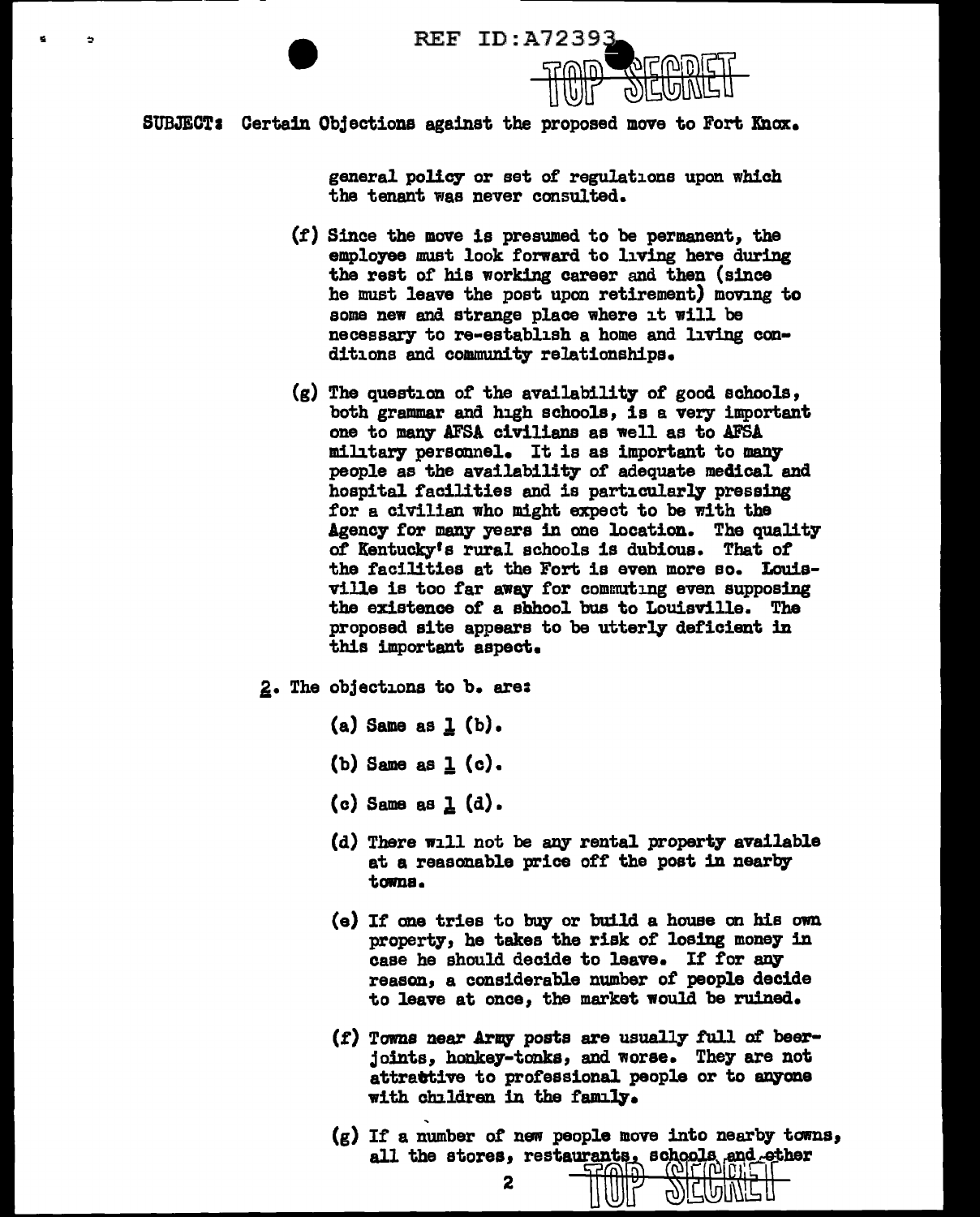SUBJECT: Certain Objections against the proposed move to Fort Knox.

general policy or set of regulations upon which the tenant was never consulted.

(f) Since the move is presumed to be permanent, the employee must look forward to living here during the rest of his working career and then (since he must leave the post upon retirement) moving to some new and strange place where it will be necessary to re-establish a home and living conditions and community relationships.

(g) The question of the availability of good schools, both grammar and high schools, is a very important one to many AFSA civilians as well as to AFSA military personnel. It is as important to many people as the availability of adequate medical and hospital facilities and is particularly pressing for a civilian who might expect to be with the Agency for many years in one location. The quality of Kentucky's rural schools is dubious. That of the facilities at the Fort is even more so. Louisville is too far away for commuting even supposing the existence of a shhool bus to Louisville. The proposed site appears to be utterly deficient in this important aspect.

2. The objections to b. are:

(a) Same as 1 (b).

(b) Same as 1 (c).

(c) Same as 1 (d).

(d) There will not be any rental property available at a reasonable price off the post in nearby towns.

(e) If one tries to buy or build a house on his own property, he takes the risk of losing money in case he should decide to leave. If for any reason, a considerable number of people decide to leave at once, the market would be ruined.

(f) Towns near Army posts are usually full of beer-joints, honkey-tonks, and worse. They are not attrattive to professional people or to anyone with children in the family.

(g) If a number of new people move into nearby towns, all the stores, restaurants, schools and other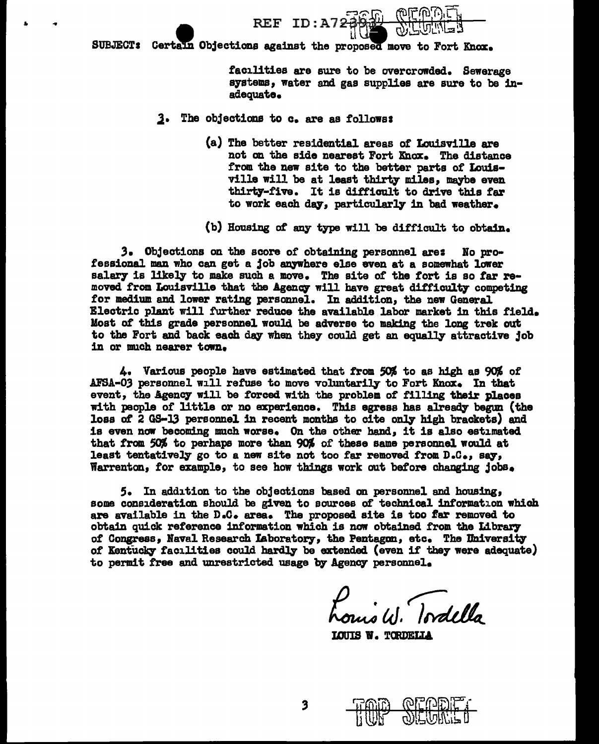SUBJECT: Certain Objections against the proposed move to Fort Knox.

facilities are sure to be overcrowded. Sewerage systems, water and gas supplies are sure to be inadequate.

2. The objections to c. are as follows:

(a) The better residential areas of Louisville are not on the side nearest Fort Knox. The distance from the new site to the better parts of Louisville will be at least thirty miles, maybe even thirty-five. It is difficult to drive this far to work each day, particularly in bad weather.

(b) Housing of any type will be difficult to obtain.

3. Objections on the score of obtaining personnel are: No professional man who can get a job anywhere else even at a somewhat lower salary is likely to make such a move. The site of the fort is so far removed from Louisville that the Agency will have great difficulty competing for medium and lower rating personnel. In addition, the new General Electric plant will further reduce the available labor market in this field. Most of this grade personnel would be adverse to making the long trek out to the Fort and back each day when they could get an equally attractive job in or much nearer town.

4. Various people have estimated that from 50% to as high as 90% of AFSA-03 personnel will refuse to move voluntarily to Fort Knox. In that event, the Agency will be forced with the problem of filling their places with people of little or no experience. This egress has already begun (the loss of 2 GS-13 personnel in recent months to cite only high brackets) and is even now becoming much worse. On the other hand, it is also estimated that from 50% to perhaps more than 90% of these same personnel would at least tentatively go to a new site not too far removed from D.C., say, Warrenton, for example, to see how things work out before changing jobs.

5. In addition to the objections based on personnel and housing, some consideration should be given to sources of technical information which are available in the D.C. area. The proposed site is too far removed to obtain quick reference information which is now obtained from the Library of Congress, Naval Research Laboratory, the Pentagon, etc. The University of Kentucky facilities could hardly be extended (even if they were adequate) to permit free and unrestricted usage by Agency personnel.

Louis W. Tordella

LOUIS W. TORDELLA